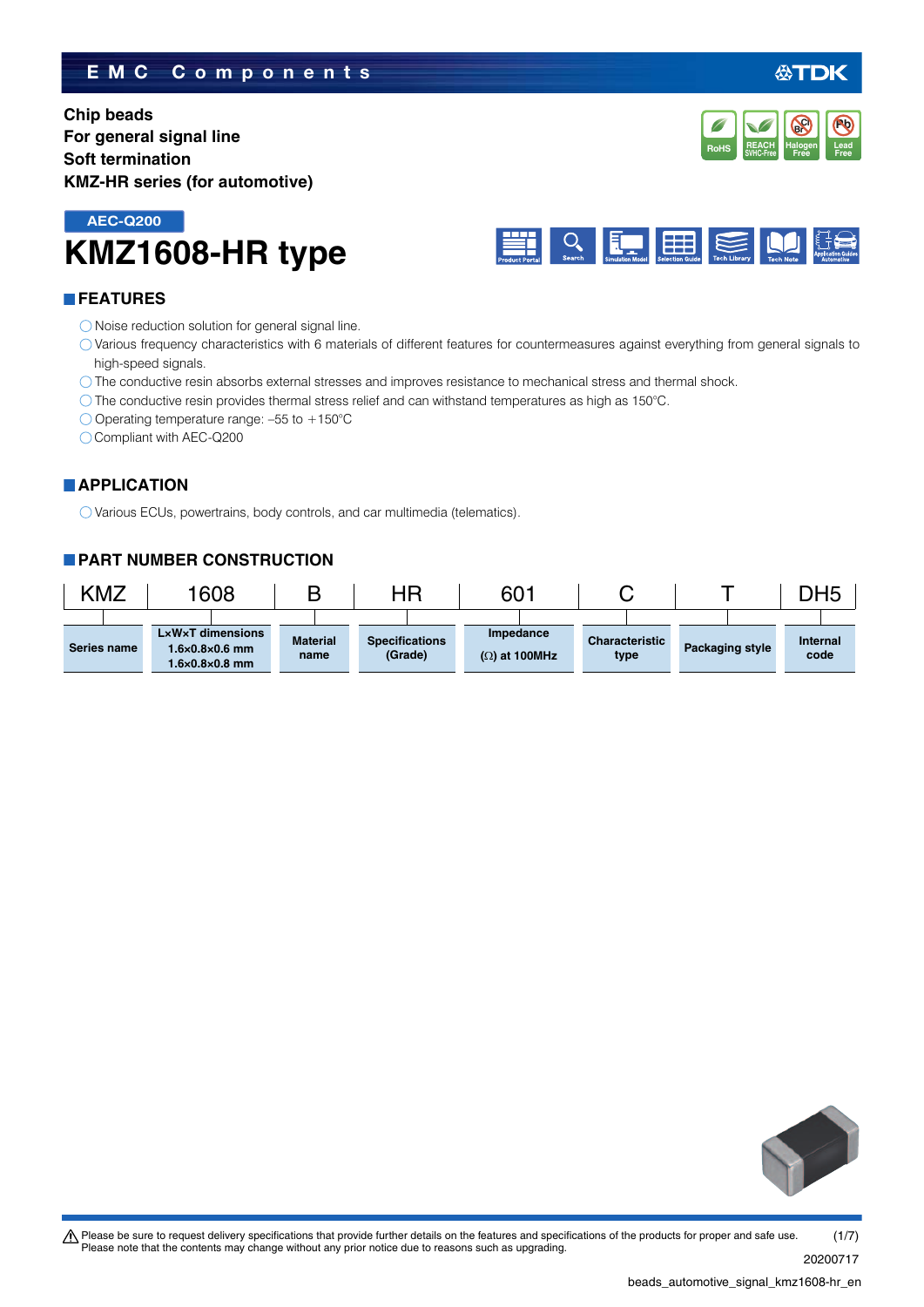EMC Components

**Chip beads**
**For general signal line**
**Soft termination**
**KMZ-HR series (for automotive)**

AEC-Q200

# KMZ1608-HR type

## FEATURES

- Noise reduction solution for general signal line.
- Various frequency characteristics with 6 materials of different features for countermeasures against everything from general signals to high-speed signals.
- The conductive resin absorbs external stresses and improves resistance to mechanical stress and thermal shock.
- The conductive resin provides thermal stress relief and can withstand temperatures as high as 150°C.
- Operating temperature range: –55 to +150°C
- Compliant with AEC-Q200

## APPLICATION

- Various ECUs, powertrains, body controls, and car multimedia (telematics).

## PART NUMBER CONSTRUCTION

| KMZ | 1608 | B | HR | 601 | C | T | DH5 |
|---|---|---|---|---|---|---|---|
| Series name | L×W×T dimensions 1.6×0.8×0.6 mm 1.6×0.8×0.8 mm | Material name | Specifications (Grade) | Impedance (Ω) at 100MHz | Characteristic type | Packaging style | Internal code |

⚠ Please be sure to request delivery specifications that provide further details on the features and specifications of the products for proper and safe use.
Please note that the contents may change without any prior notice due to reasons such as upgrading.

20200717

beads_automotive_signal_kmz1608-hr_en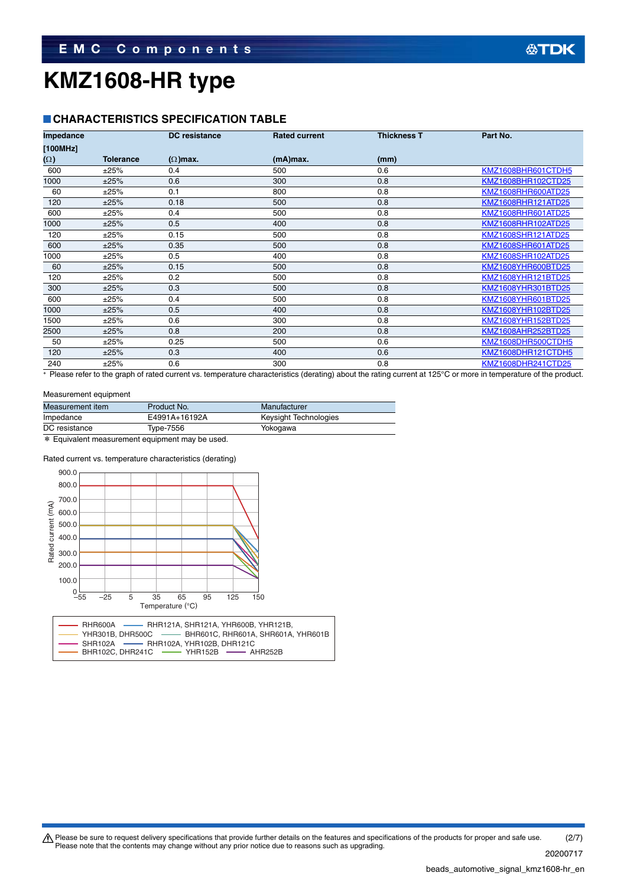# KMZ1608-HR type

## CHARACTERISTICS SPECIFICATION TABLE

| Impedance [100MHz] (Ω) | Tolerance | DC resistance (Ω)max. | Rated current (mA)max. | Thickness T (mm) | Part No. |
|---|---|---|---|---|---|
| 600 | ±25% | 0.4 | 500 | 0.6 | KMZ1608BHR601CTDH5 |
| 1000 | ±25% | 0.6 | 300 | 0.8 | KMZ1608BHR102CTD25 |
| 60 | ±25% | 0.1 | 800 | 0.8 | KMZ1608RHR600ATD25 |
| 120 | ±25% | 0.18 | 500 | 0.8 | KMZ1608RHR121ATD25 |
| 600 | ±25% | 0.4 | 500 | 0.8 | KMZ1608RHR601ATD25 |
| 1000 | ±25% | 0.5 | 400 | 0.8 | KMZ1608RHR102ATD25 |
| 120 | ±25% | 0.15 | 500 | 0.8 | KMZ1608SHR121ATD25 |
| 600 | ±25% | 0.35 | 500 | 0.8 | KMZ1608SHR601ATD25 |
| 1000 | ±25% | 0.5 | 400 | 0.8 | KMZ1608SHR102ATD25 |
| 60 | ±25% | 0.15 | 500 | 0.8 | KMZ1608YHR600BTD25 |
| 120 | ±25% | 0.2 | 500 | 0.8 | KMZ1608YHR121BTD25 |
| 300 | ±25% | 0.3 | 500 | 0.8 | KMZ1608YHR301BTD25 |
| 600 | ±25% | 0.4 | 500 | 0.8 | KMZ1608YHR601BTD25 |
| 1000 | ±25% | 0.5 | 400 | 0.8 | KMZ1608YHR102BTD25 |
| 1500 | ±25% | 0.6 | 300 | 0.8 | KMZ1608YHR152BTD25 |
| 2500 | ±25% | 0.8 | 200 | 0.8 | KMZ1608AHR252BTD25 |
| 50 | ±25% | 0.25 | 500 | 0.6 | KMZ1608DHR500CTDH5 |
| 120 | ±25% | 0.3 | 400 | 0.6 | KMZ1608DHR121CTDH5 |
| 240 | ±25% | 0.6 | 300 | 0.8 | KMZ1608DHR241CTD25 |

* Please refer to the graph of rated current vs. temperature characteristics (derating) about the rating current at 125°C or more in temperature of the product.

Measurement equipment

| Measurement item | Product No. | Manufacturer |
|---|---|---|
| Impedance | E4991A+16192A | Keysight Technologies |
| DC resistance | Type-7556 | Yokogawa |

＊ Equivalent measurement equipment may be used.

Rated current vs. temperature characteristics (derating)

Rated current (mA): 0, 100.0, 200.0, 300.0, 400.0, 500.0, 600.0, 700.0, 800.0, 900.0

Temperature (°C): −55, −25, 5, 35, 65, 95, 125, 150

RHR600A; RHR121A, SHR121A, YHR600B, YHR121B, YHR301B, DHR500C; BHR601C, RHR601A, SHR601A, YHR601B; SHR102A; RHR102A, YHR102B, DHR121C; BHR102C, DHR241C; YHR152B; AHR252B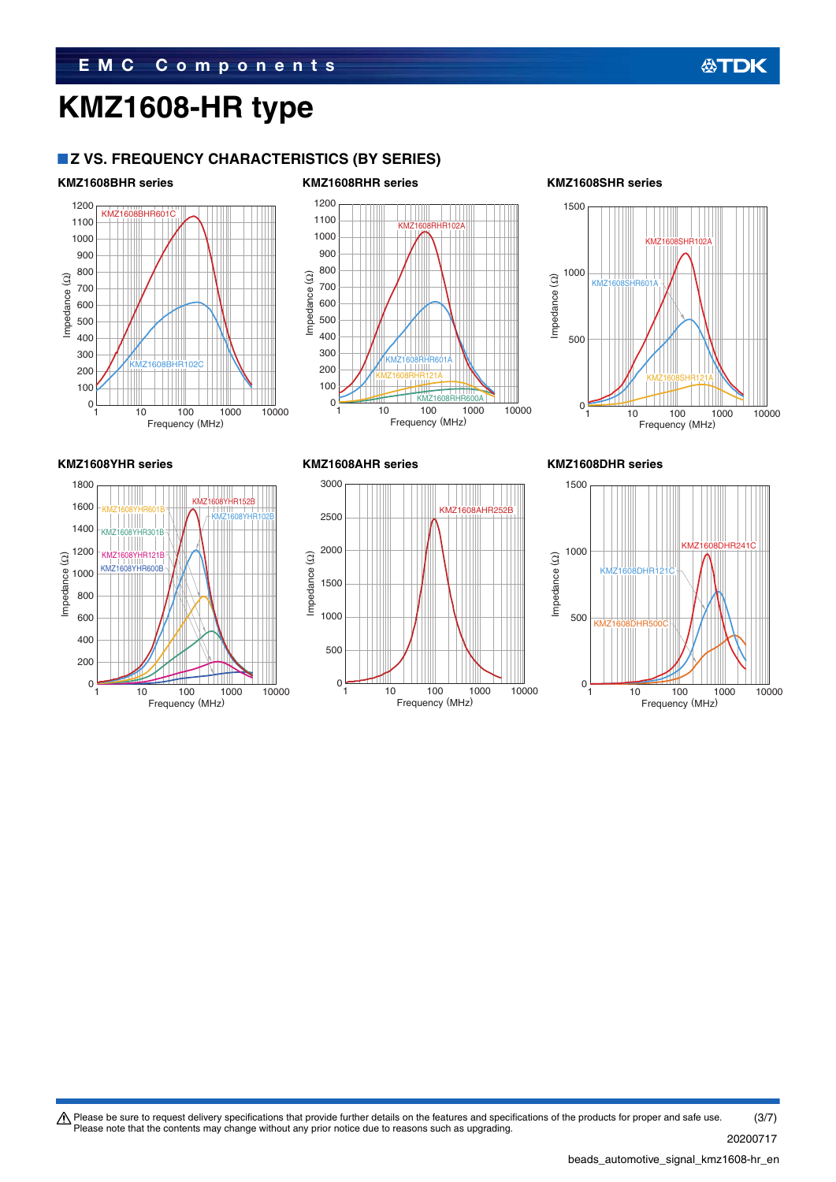# KMZ1608-HR type

## ■Z VS. FREQUENCY CHARACTERISTICS (BY SERIES)

### KMZ1608BHR series

Impedance (Ω)

0, 100, 200, 300, 400, 500, 600, 700, 800, 900, 1000, 1100, 1200

KMZ1608BHR601C

KMZ1608BHR102C

1, 10, 100, 1000, 10000

Frequency (MHz)

### KMZ1608RHR series

Impedance (Ω)

0, 100, 200, 300, 400, 500, 600, 700, 800, 900, 1000, 1100, 1200

KMZ1608RHR102A

KMZ1608RHR601A

KMZ1608RHR121A

KMZ1608RHR600A

1, 10, 100, 1000, 10000

Frequency (MHz)

### KMZ1608SHR series

Impedance (Ω)

0, 500, 1000, 1500

KMZ1608SHR102A

KMZ1608SHR601A

KMZ1608SHR121A

1, 10, 100, 1000, 10000

Frequency (MHz)

### KMZ1608YHR series

Impedance (Ω)

0, 200, 400, 600, 800, 1000, 1200, 1400, 1600, 1800

KMZ1608YHR601B

KMZ1608YHR152B

KMZ1608YHR102B

KMZ1608YHR301B

KMZ1608YHR121B

KMZ1608YHR600B

1, 10, 100, 1000, 10000

Frequency (MHz)

### KMZ1608AHR series

Impedance (Ω)

0, 500, 1000, 1500, 2000, 2500, 3000

KMZ1608AHR252B

1, 10, 100, 1000, 10000

Frequency (MHz)

### KMZ1608DHR series

Impedance (Ω)

0, 500, 1000, 1500

KMZ1608DHR241C

KMZ1608DHR121C

KMZ1608DHR500C

1, 10, 100, 1000, 10000

Frequency (MHz)

⚠ Please be sure to request delivery specifications that provide further details on the features and specifications of the products for proper and safe use.
Please note that the contents may change without any prior notice due to reasons such as upgrading.

20200717

beads_automotive_signal_kmz1608-hr_en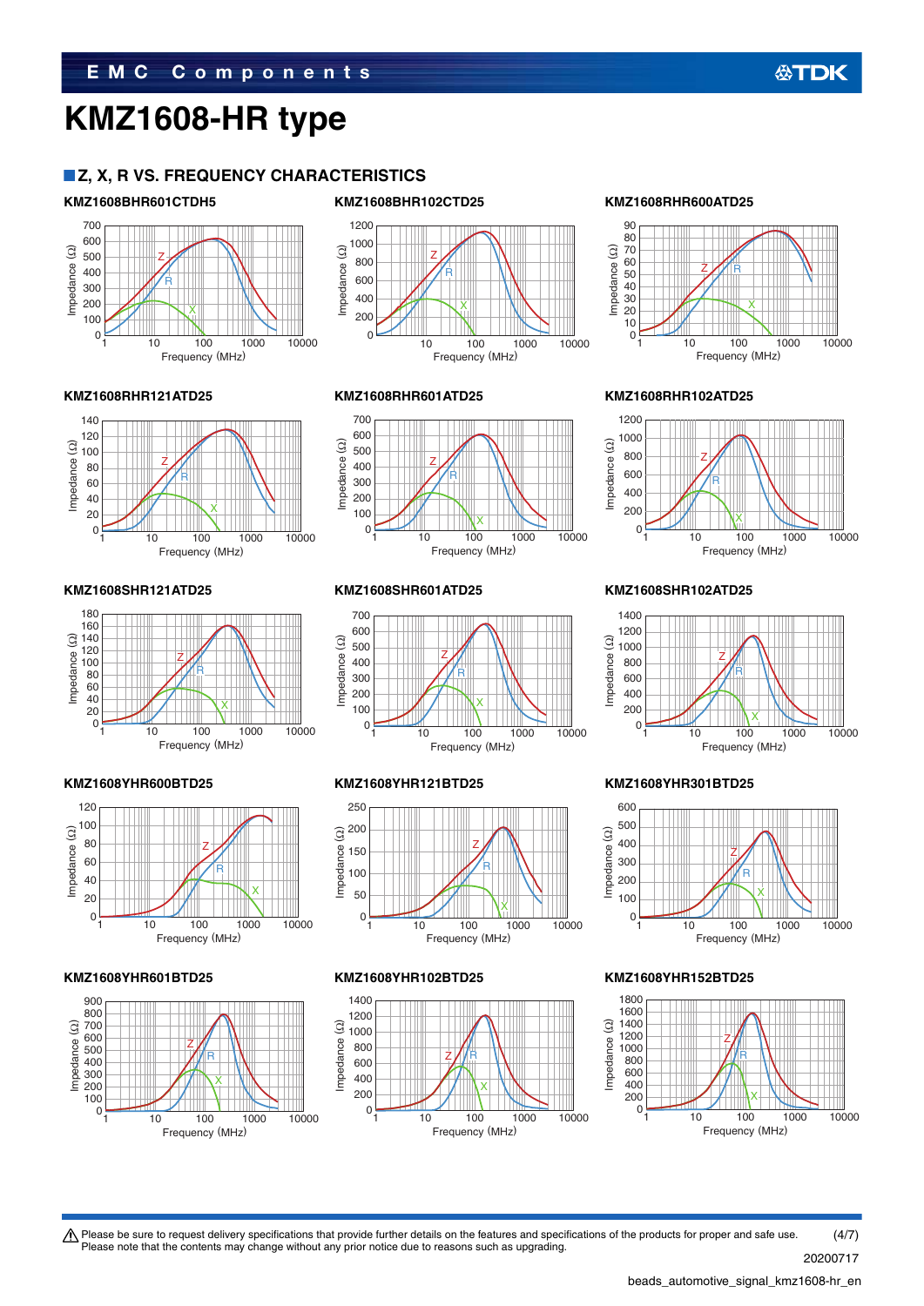# KMZ1608-HR type

## Z, X, R VS. FREQUENCY CHARACTERISTICS

### KMZ1608BHR601CTDH5

### KMZ1608BHR102CTD25

### KMZ1608RHR600ATD25

### KMZ1608RHR121ATD25

### KMZ1608RHR601ATD25

### KMZ1608RHR102ATD25

### KMZ1608SHR121ATD25

### KMZ1608SHR601ATD25

### KMZ1608SHR102ATD25

### KMZ1608YHR600BTD25

### KMZ1608YHR121BTD25

### KMZ1608YHR301BTD25

### KMZ1608YHR601BTD25

### KMZ1608YHR102BTD25

### KMZ1608YHR152BTD25

⚠ Please be sure to request delivery specifications that provide further details on the features and specifications of the products for proper and safe use.
Please note that the contents may change without any prior notice due to reasons such as upgrading.

20200717

beads_automotive_signal_kmz1608-hr_en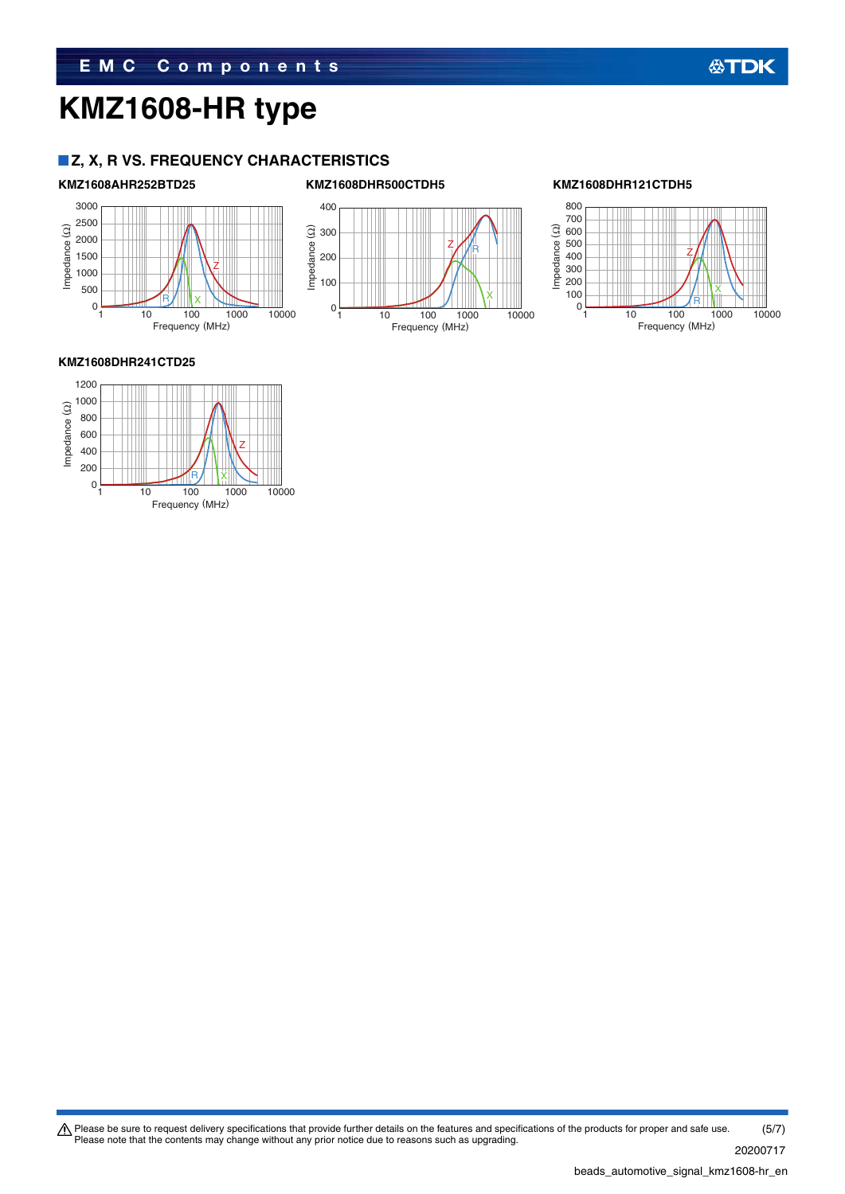# KMZ1608-HR type

## Z, X, R VS. FREQUENCY CHARACTERISTICS

### KMZ1608AHR252BTD25

### KMZ1608DHR500CTDH5

### KMZ1608DHR121CTDH5

### KMZ1608DHR241CTD25

⚠ Please be sure to request delivery specifications that provide further details on the features and specifications of the products for proper and safe use.
Please note that the contents may change without any prior notice due to reasons such as upgrading.

20200717

beads_automotive_signal_kmz1608-hr_en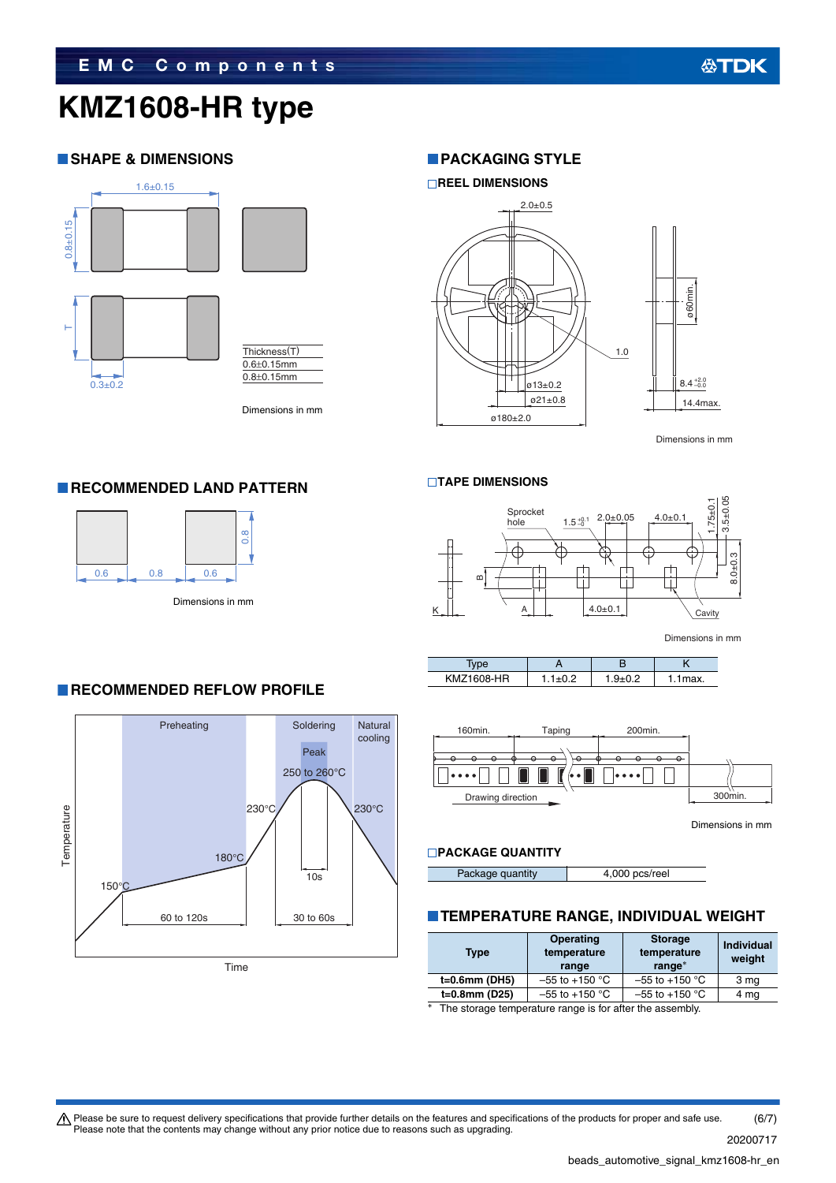# KMZ1608-HR type

## SHAPE & DIMENSIONS

1.6±0.15

0.8±0.15

T

0.3±0.2

| Thickness(T) |
|---|
| 0.6±0.15mm |
| 0.8±0.15mm |

Dimensions in mm

## RECOMMENDED LAND PATTERN

0.6 0.8 0.6

0.8

Dimensions in mm

## RECOMMENDED REFLOW PROFILE

Preheating / Soldering / Natural cooling

Peak 250 to 260°C

150°C, 180°C, 230°C, 230°C

10s

60 to 120s

30 to 60s

Temperature

Time

## PACKAGING STYLE

### REEL DIMENSIONS

2.0±0.5

1.0

ø13±0.2

ø21±0.8

ø180±2.0

ø60min.

8.4 $^{+2.0}_{-0.0}$

14.4max.

Dimensions in mm

### TAPE DIMENSIONS

Sprocket hole

1.5 $^{+0.1}_{-0}$

2.0±0.05

4.0±0.1

1.75±0.1

3.5±0.05

8.0±0.3

B

K

A

4.0±0.1

Cavity

Dimensions in mm

| Type | A | B | K |
|---|---|---|---|
| KMZ1608-HR | 1.1±0.2 | 1.9±0.2 | 1.1max. |

160min. Taping 200min.

Drawing direction

300min.

Dimensions in mm

### PACKAGE QUANTITY

| Package quantity | 4,000 pcs/reel |
|---|---|

## TEMPERATURE RANGE, INDIVIDUAL WEIGHT

| Type | Operating temperature range | Storage temperature range* | Individual weight |
|---|---|---|---|
| t=0.6mm (DH5) | –55 to +150 °C | –55 to +150 °C | 3 mg |
| t=0.8mm (D25) | –55 to +150 °C | –55 to +150 °C | 4 mg |

\* The storage temperature range is for after the assembly.

⚠ Please be sure to request delivery specifications that provide further details on the features and specifications of the products for proper and safe use.
Please note that the contents may change without any prior notice due to reasons such as upgrading.

20200717

beads_automotive_signal_kmz1608-hr_en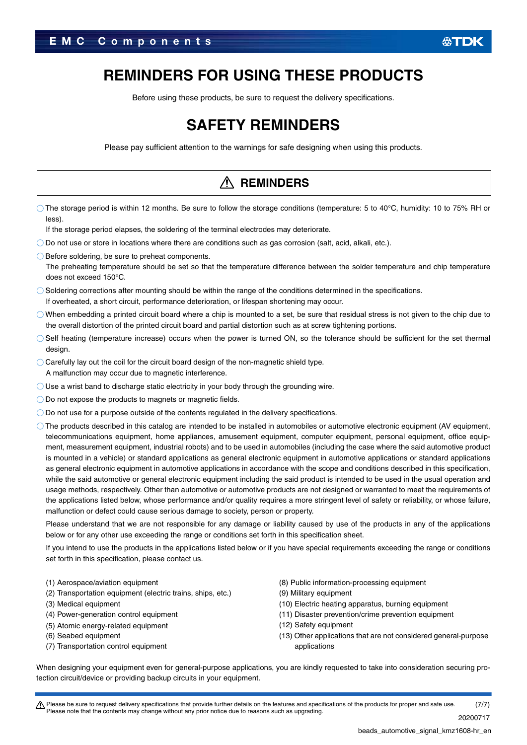# REMINDERS FOR USING THESE PRODUCTS

Before using these products, be sure to request the delivery specifications.

# SAFETY REMINDERS

Please pay sufficient attention to the warnings for safe designing when using this products.

## ⚠ REMINDERS

- ○ The storage period is within 12 months. Be sure to follow the storage conditions (temperature: 5 to 40°C, humidity: 10 to 75% RH or less).
  If the storage period elapses, the soldering of the terminal electrodes may deteriorate.
- ○ Do not use or store in locations where there are conditions such as gas corrosion (salt, acid, alkali, etc.).
- ○ Before soldering, be sure to preheat components.
  The preheating temperature should be set so that the temperature difference between the solder temperature and chip temperature does not exceed 150°C.
- ○ Soldering corrections after mounting should be within the range of the conditions determined in the specifications.
  If overheated, a short circuit, performance deterioration, or lifespan shortening may occur.
- ○ When embedding a printed circuit board where a chip is mounted to a set, be sure that residual stress is not given to the chip due to the overall distortion of the printed circuit board and partial distortion such as at screw tightening portions.
- ○ Self heating (temperature increase) occurs when the power is turned ON, so the tolerance should be sufficient for the set thermal design.
- ○ Carefully lay out the coil for the circuit board design of the non-magnetic shield type.
  A malfunction may occur due to magnetic interference.
- ○ Use a wrist band to discharge static electricity in your body through the grounding wire.
- ○ Do not expose the products to magnets or magnetic fields.
- ○ Do not use for a purpose outside of the contents regulated in the delivery specifications.
- ○ The products described in this catalog are intended to be installed in automobiles or automotive electronic equipment (AV equipment, telecommunications equipment, home appliances, amusement equipment, computer equipment, personal equipment, office equipment, measurement equipment, industrial robots) and to be used in automobiles (including the case where the said automotive product is mounted in a vehicle) or standard applications as general electronic equipment in automotive applications or standard applications as general electronic equipment in automotive applications in accordance with the scope and conditions described in this specification, while the said automotive or general electronic equipment including the said product is intended to be used in the usual operation and usage methods, respectively. Other than automotive or automotive products are not designed or warranted to meet the requirements of the applications listed below, whose performance and/or quality requires a more stringent level of safety or reliability, or whose failure, malfunction or defect could cause serious damage to society, person or property.

  Please understand that we are not responsible for any damage or liability caused by use of the products in any of the applications below or for any other use exceeding the range or conditions set forth in this specification sheet.

  If you intend to use the products in the applications listed below or if you have special requirements exceeding the range or conditions set forth in this specification, please contact us.

(1) Aerospace/aviation equipment
(2) Transportation equipment (electric trains, ships, etc.)
(3) Medical equipment
(4) Power-generation control equipment
(5) Atomic energy-related equipment
(6) Seabed equipment
(7) Transportation control equipment
(8) Public information-processing equipment
(9) Military equipment
(10) Electric heating apparatus, burning equipment
(11) Disaster prevention/crime prevention equipment
(12) Safety equipment
(13) Other applications that are not considered general-purpose applications

When designing your equipment even for general-purpose applications, you are kindly requested to take into consideration securing protection circuit/device or providing backup circuits in your equipment.

⚠ Please be sure to request delivery specifications that provide further details on the features and specifications of the products for proper and safe use.
Please note that the contents may change without any prior notice due to reasons such as upgrading.